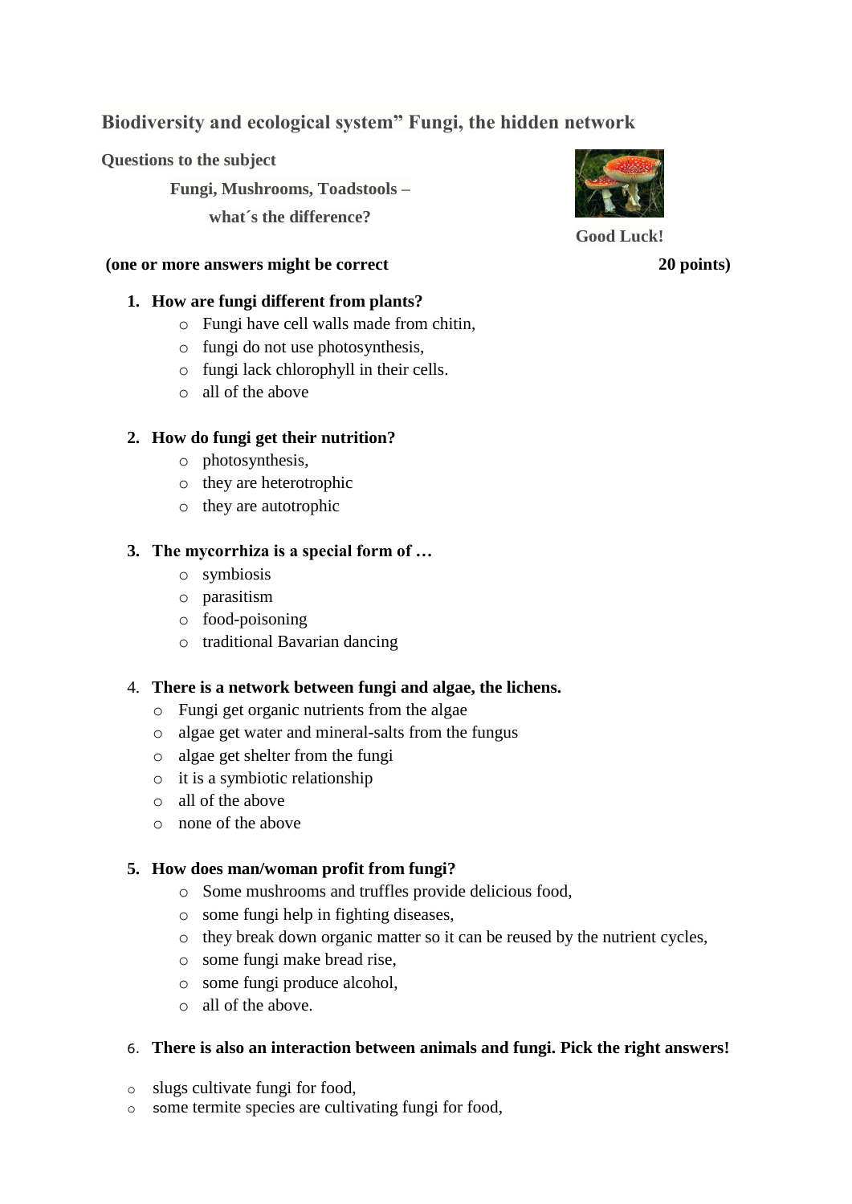## Biodiversity and ecological system" Fungi, the hidden network

**Questions to the subject**

**Fungi, Mushrooms, Toadstools –**

**what´s the difference?**

**Good Luck!**

**(one or more answers might be correct 20 points)**

1. **How are fungi different from plants?**
   - Fungi have cell walls made from chitin,
   - fungi do not use photosynthesis,
   - fungi lack chlorophyll in their cells.
   - all of the above

2. **How do fungi get their nutrition?**
   - photosynthesis,
   - they are heterotrophic
   - they are autotrophic

3. **The mycorrhiza is a special form of …**
   - symbiosis
   - parasitism
   - food-poisoning
   - traditional Bavarian dancing

4. **There is a network between fungi and algae, the lichens.**
   - Fungi get organic nutrients from the algae
   - algae get water and mineral-salts from the fungus
   - algae get shelter from the fungi
   - it is a symbiotic relationship
   - all of the above
   - none of the above

5. **How does man/woman profit from fungi?**
   - Some mushrooms and truffles provide delicious food,
   - some fungi help in fighting diseases,
   - they break down organic matter so it can be reused by the nutrient cycles,
   - some fungi make bread rise,
   - some fungi produce alcohol,
   - all of the above.

6. **There is also an interaction between animals and fungi. Pick the right answers!**

- slugs cultivate fungi for food,
- some termite species are cultivating fungi for food,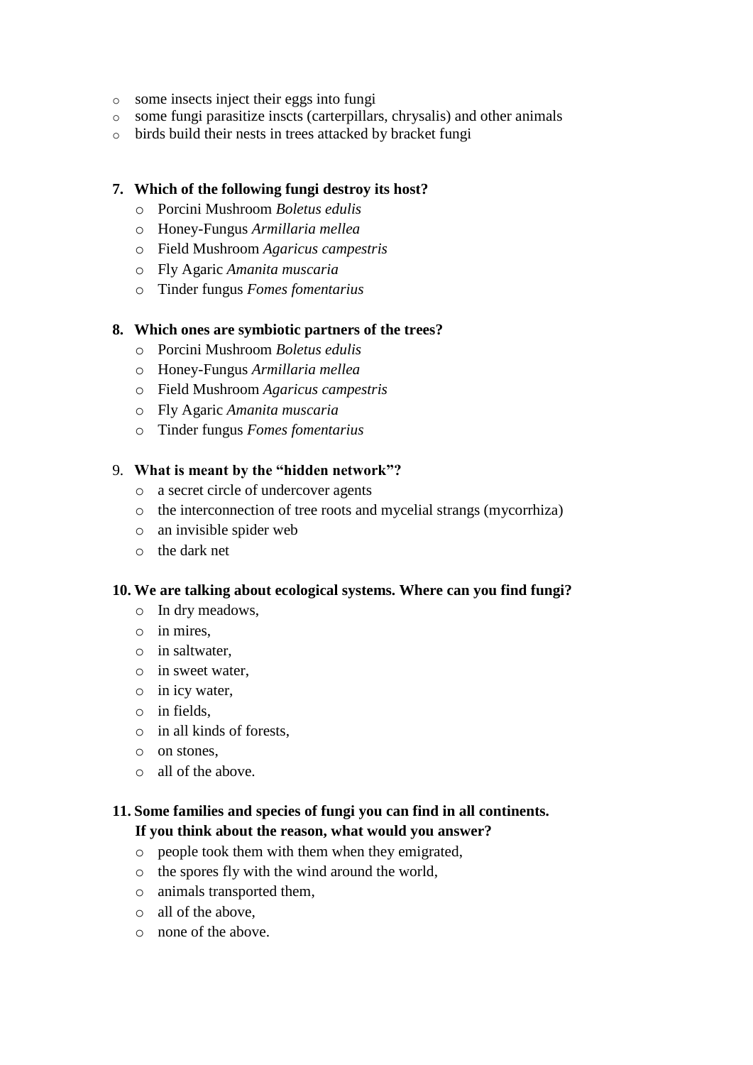- some insects inject their eggs into fungi
- some fungi parasitize inscts (carterpillars, chrysalis) and other animals
- birds build their nests in trees attacked by bracket fungi

**7. Which of the following fungi destroy its host?**

- Porcini Mushroom *Boletus edulis*
- Honey-Fungus *Armillaria mellea*
- Field Mushroom *Agaricus campestris*
- Fly Agaric *Amanita muscaria*
- Tinder fungus *Fomes fomentarius*

**8. Which ones are symbiotic partners of the trees?**

- Porcini Mushroom *Boletus edulis*
- Honey-Fungus *Armillaria mellea*
- Field Mushroom *Agaricus campestris*
- Fly Agaric *Amanita muscaria*
- Tinder fungus *Fomes fomentarius*

9. **What is meant by the "hidden network"?**

- a secret circle of undercover agents
- the interconnection of tree roots and mycelial strangs (mycorrhiza)
- an invisible spider web
- the dark net

**10. We are talking about ecological systems. Where can you find fungi?**

- In dry meadows,
- in mires,
- in saltwater,
- in sweet water,
- in icy water,
- in fields,
- in all kinds of forests,
- on stones,
- all of the above.

**11. Some families and species of fungi you can find in all continents.
If you think about the reason, what would you answer?**

- people took them with them when they emigrated,
- the spores fly with the wind around the world,
- animals transported them,
- all of the above,
- none of the above.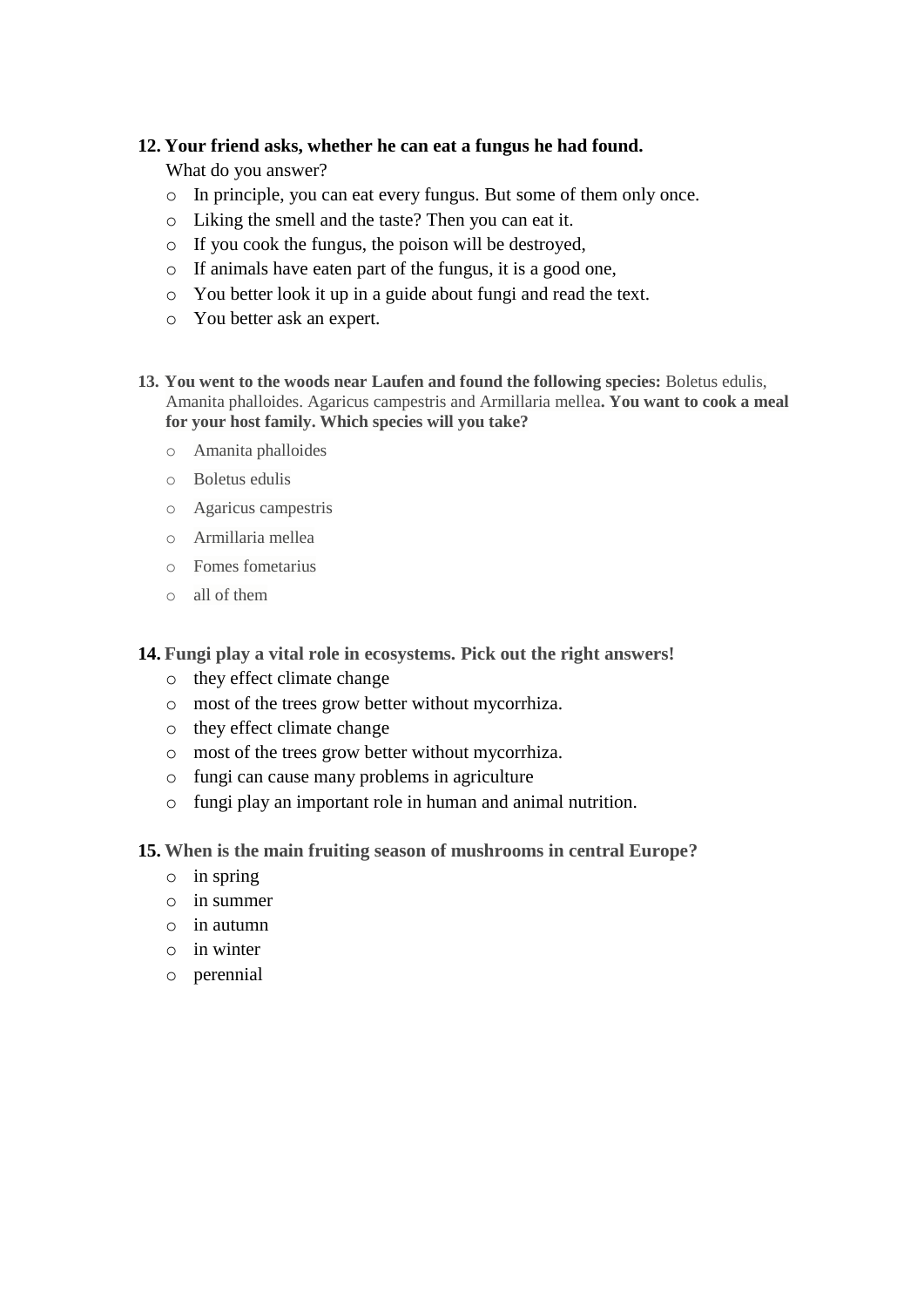**12. Your friend asks, whether he can eat a fungus he had found.**

What do you answer?

- In principle, you can eat every fungus. But some of them only once.
- Liking the smell and the taste? Then you can eat it.
- If you cook the fungus, the poison will be destroyed,
- If animals have eaten part of the fungus, it is a good one,
- You better look it up in a guide about fungi and read the text.
- You better ask an expert.

**13. You went to the woods near Laufen and found the following species:** Boletus edulis, Amanita phalloides. Agaricus campestris and Armillaria mellea**. You want to cook a meal for your host family. Which species will you take?**

- Amanita phalloides
- Boletus edulis
- Agaricus campestris
- Armillaria mellea
- Fomes fometarius
- all of them

**14. Fungi play a vital role in ecosystems. Pick out the right answers!**

- they effect climate change
- most of the trees grow better without mycorrhiza.
- they effect climate change
- most of the trees grow better without mycorrhiza.
- fungi can cause many problems in agriculture
- fungi play an important role in human and animal nutrition.

**15. When is the main fruiting season of mushrooms in central Europe?**

- in spring
- in summer
- in autumn
- in winter
- perennial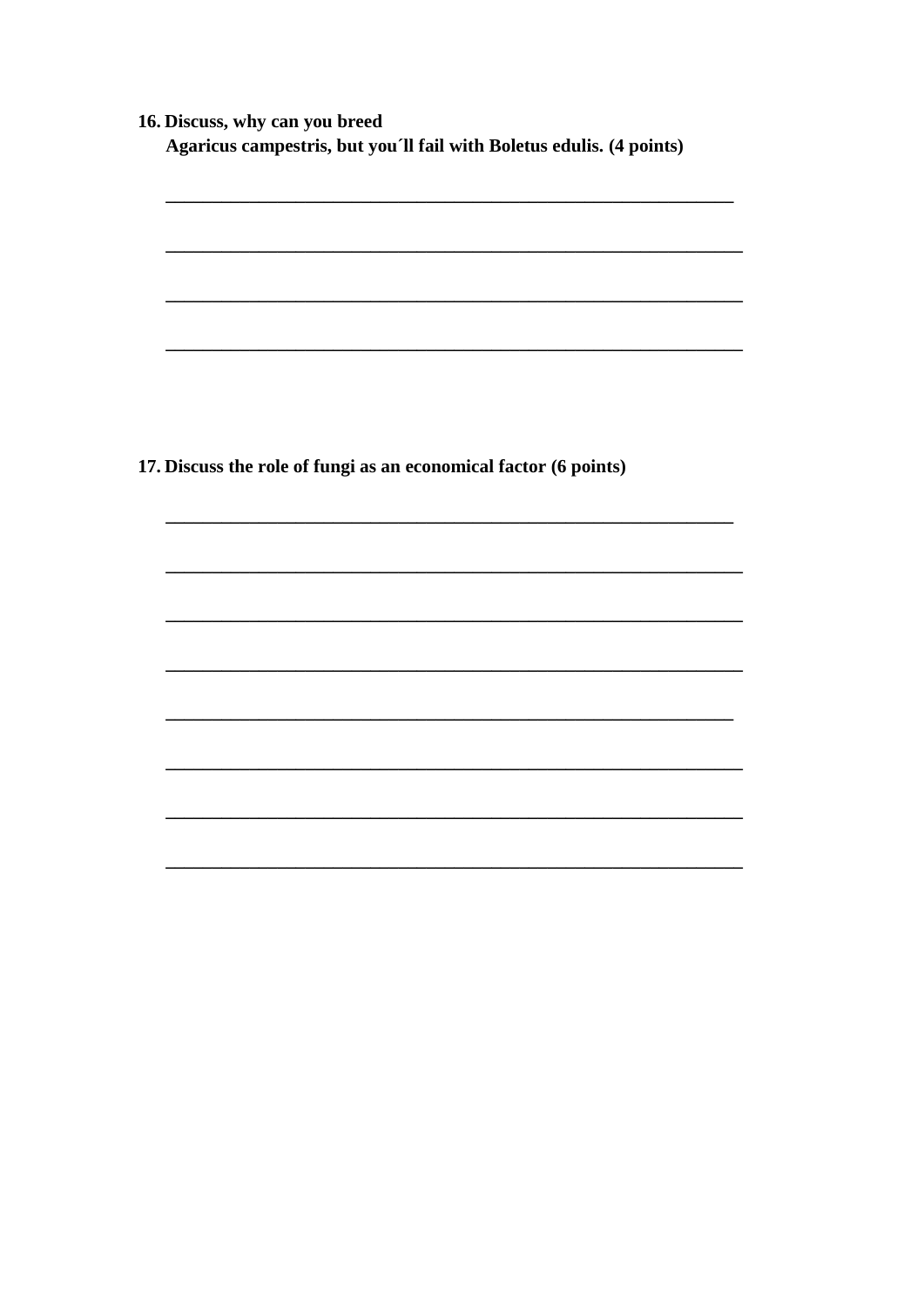16. **Discuss, why can you breed Agaricus campestris, but you´ll fail with Boletus edulis. (4 points)**

______________________________________________________________

______________________________________________________________

______________________________________________________________

______________________________________________________________

17. **Discuss the role of fungi as an economical factor (6 points)**

______________________________________________________________

______________________________________________________________

______________________________________________________________

______________________________________________________________

______________________________________________________________

______________________________________________________________

______________________________________________________________

______________________________________________________________